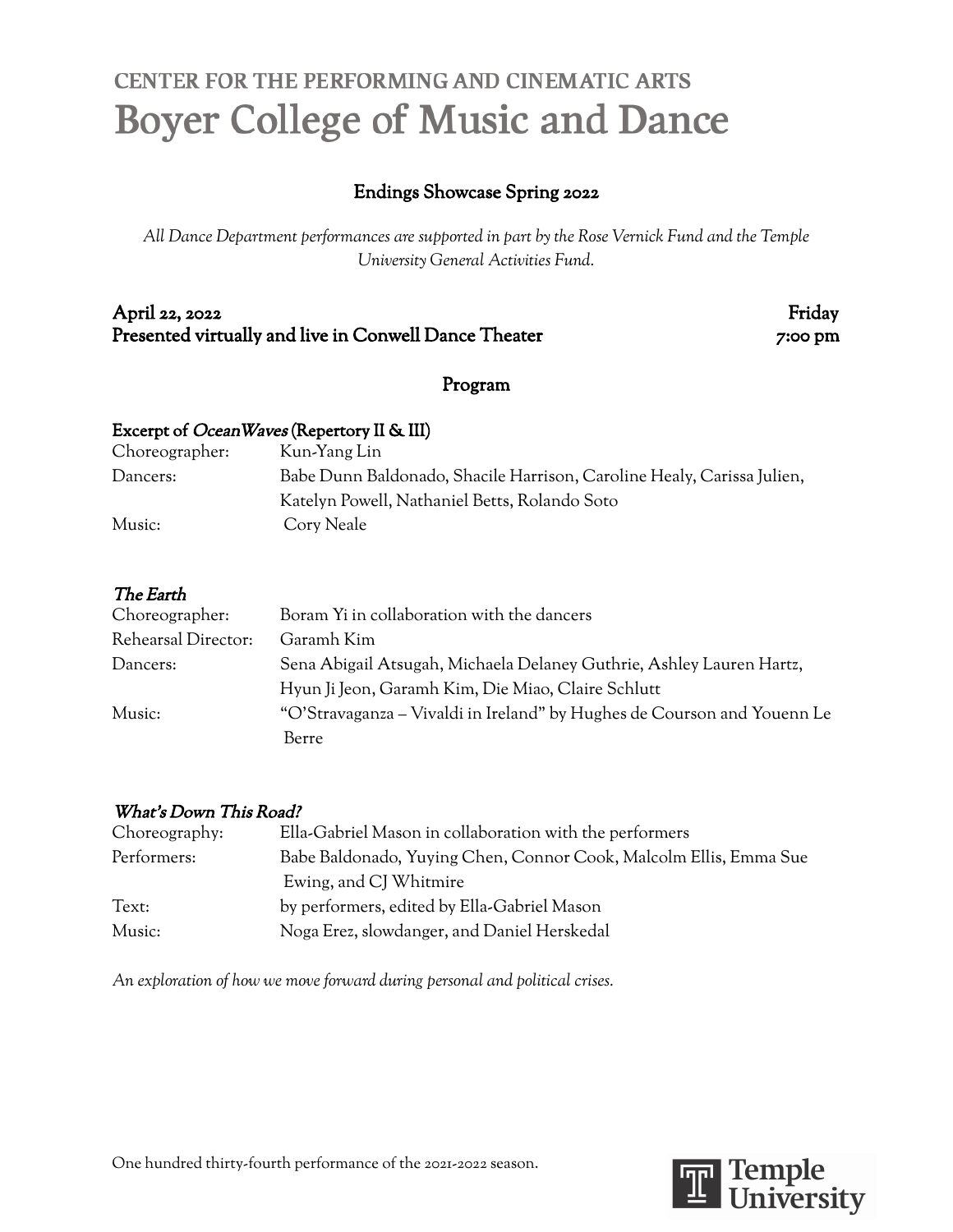CENTER FOR THE PERFORMING AND CINEMATIC ARTS

# Boyer College of Music and Dance

## Endings Showcase Spring 2022

*All Dance Department performances are supported in part by the Rose Vernick Fund and the Temple University General Activities Fund.*

**April 22, 2022** — **Friday**
**Presented virtually and live in Conwell Dance Theater** — **7:00 pm**

### Program

**Excerpt of *OceanWaves* (Repertory II & III)**

Choreographer: Kun-Yang Lin
Dancers: Babe Dunn Baldonado, Shacile Harrison, Caroline Healy, Carissa Julien, Katelyn Powell, Nathaniel Betts, Rolando Soto
Music: Cory Neale

***The Earth***

Choreographer: Boram Yi in collaboration with the dancers
Rehearsal Director: Garamh Kim
Dancers: Sena Abigail Atsugah, Michaela Delaney Guthrie, Ashley Lauren Hartz, Hyun Ji Jeon, Garamh Kim, Die Miao, Claire Schlutt
Music: "O'Stravaganza – Vivaldi in Ireland" by Hughes de Courson and Youenn Le Berre

***What's Down This Road?***

Choreography: Ella-Gabriel Mason in collaboration with the performers
Performers: Babe Baldonado, Yuying Chen, Connor Cook, Malcolm Ellis, Emma Sue Ewing, and CJ Whitmire
Text: by performers, edited by Ella-Gabriel Mason
Music: Noga Erez, slowdanger, and Daniel Herskedal

*An exploration of how we move forward during personal and political crises.*

One hundred thirty-fourth performance of the 2021-2022 season.

Temple University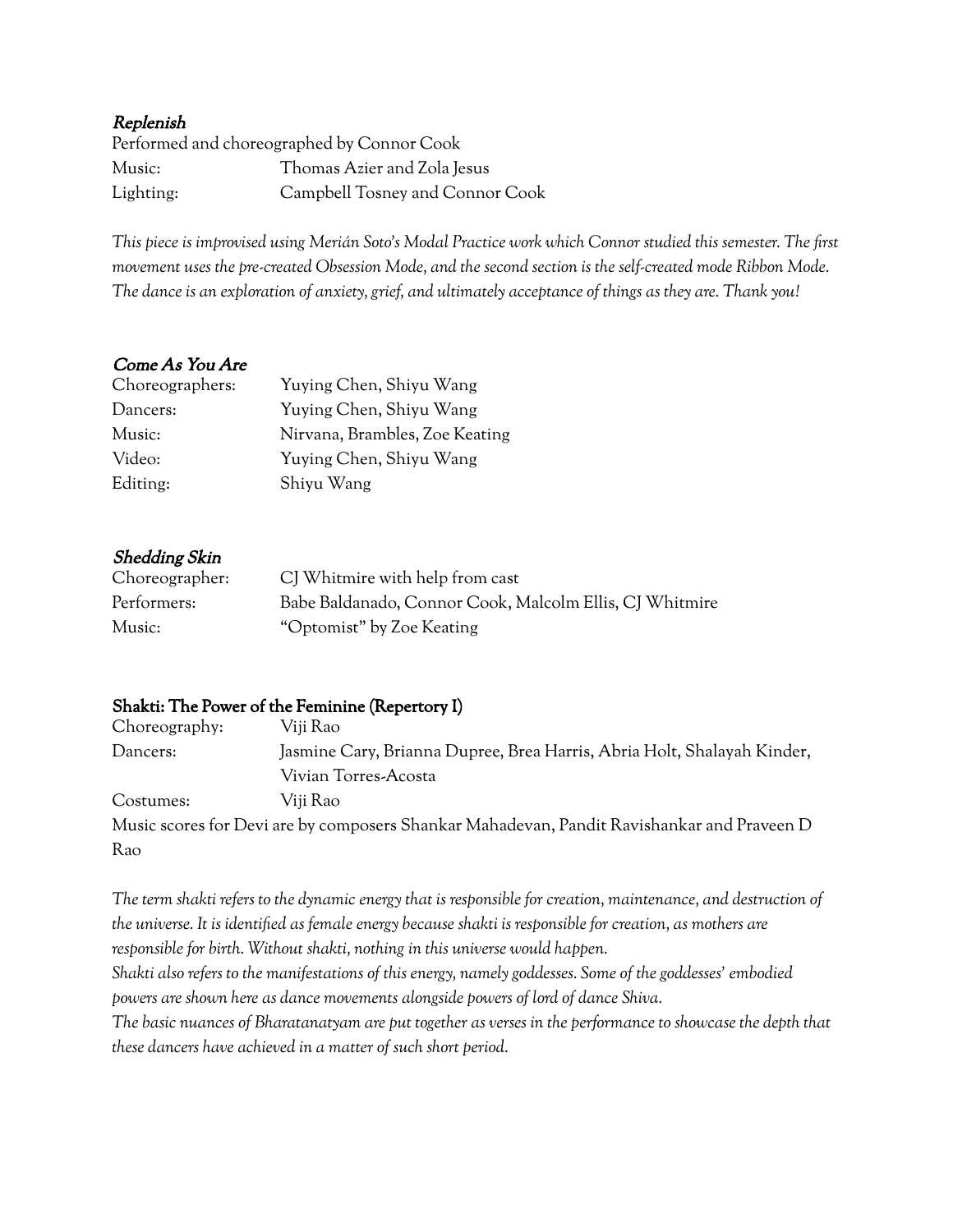### *Replenish*

Performed and choreographed by Connor Cook

Music: Thomas Azier and Zola Jesus

Lighting: Campbell Tosney and Connor Cook

*This piece is improvised using Merián Soto's Modal Practice work which Connor studied this semester. The first movement uses the pre-created Obsession Mode, and the second section is the self-created mode Ribbon Mode. The dance is an exploration of anxiety, grief, and ultimately acceptance of things as they are. Thank you!*

### *Come As You Are*

Choreographers: Yuying Chen, Shiyu Wang

Dancers: Yuying Chen, Shiyu Wang

Music: Nirvana, Brambles, Zoe Keating

Video: Yuying Chen, Shiyu Wang

Editing: Shiyu Wang

### *Shedding Skin*

Choreographer: CJ Whitmire with help from cast

Performers: Babe Baldanado, Connor Cook, Malcolm Ellis, CJ Whitmire

Music: "Optomist" by Zoe Keating

### Shakti: The Power of the Feminine (Repertory I)

Choreography: Viji Rao

Dancers: Jasmine Cary, Brianna Dupree, Brea Harris, Abria Holt, Shalayah Kinder, Vivian Torres-Acosta

Costumes: Viji Rao

Music scores for Devi are by composers Shankar Mahadevan, Pandit Ravishankar and Praveen D Rao

*The term shakti refers to the dynamic energy that is responsible for creation, maintenance, and destruction of the universe. It is identified as female energy because shakti is responsible for creation, as mothers are responsible for birth. Without shakti, nothing in this universe would happen.*

*Shakti also refers to the manifestations of this energy, namely goddesses. Some of the goddesses' embodied powers are shown here as dance movements alongside powers of lord of dance Shiva.*

*The basic nuances of Bharatanatyam are put together as verses in the performance to showcase the depth that these dancers have achieved in a matter of such short period.*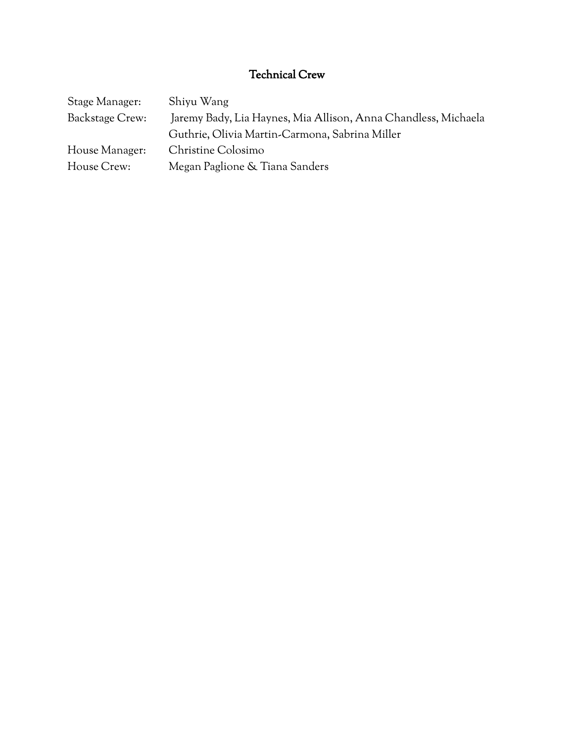## Technical Crew

| | |
|---|---|
| Stage Manager: | Shiyu Wang |
| Backstage Crew: | Jaremy Bady, Lia Haynes, Mia Allison, Anna Chandless, Michaela Guthrie, Olivia Martin-Carmona, Sabrina Miller |
| House Manager: | Christine Colosimo |
| House Crew: | Megan Paglione & Tiana Sanders |